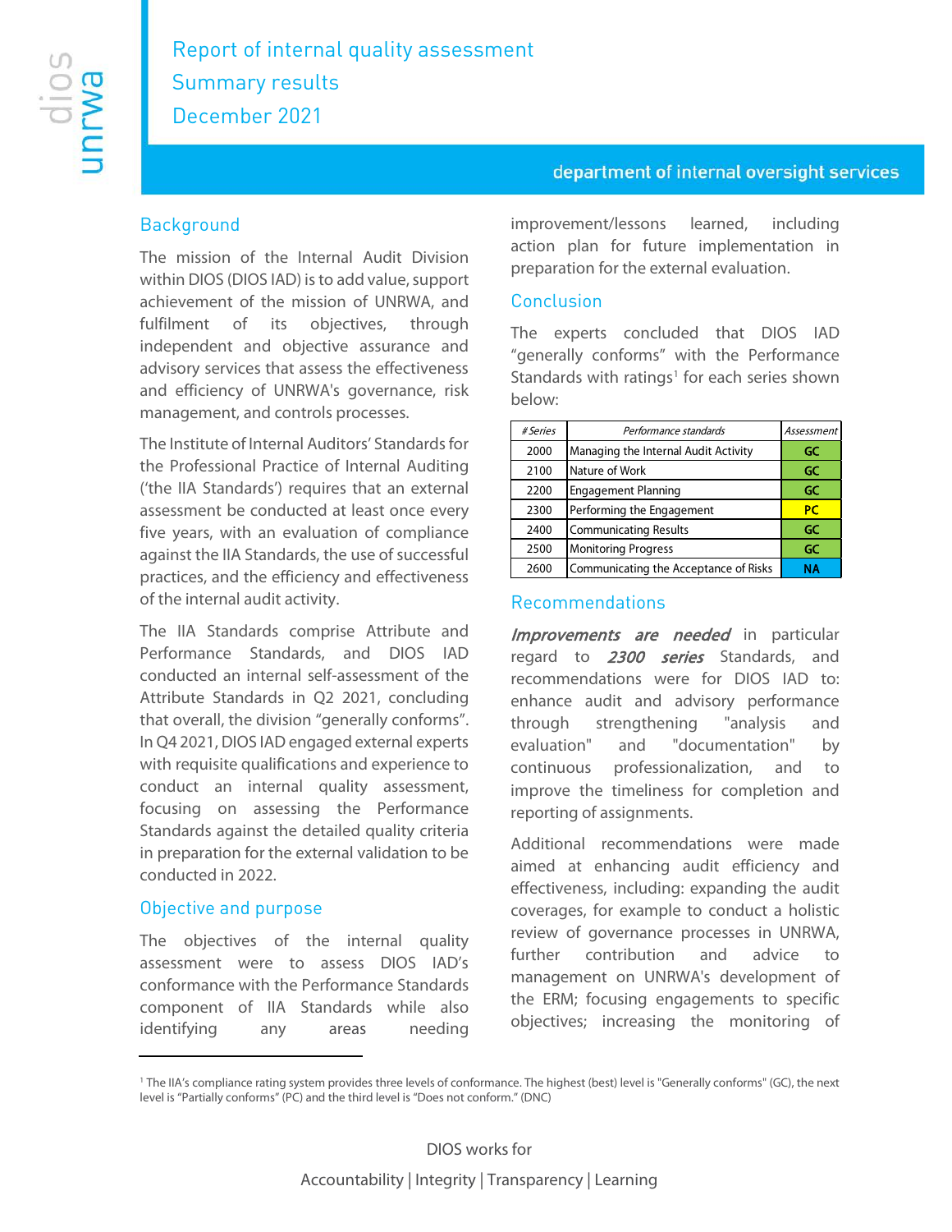# Report of internal quality assessment
# Summary results
# December 2021

department of internal oversight services

## Background

The mission of the Internal Audit Division within DIOS (DIOS IAD) is to add value, support achievement of the mission of UNRWA, and fulfilment of its objectives, through independent and objective assurance and advisory services that assess the effectiveness and efficiency of UNRWA's governance, risk management, and controls processes.

The Institute of Internal Auditors' Standards for the Professional Practice of Internal Auditing ('the IIA Standards') requires that an external assessment be conducted at least once every five years, with an evaluation of compliance against the IIA Standards, the use of successful practices, and the efficiency and effectiveness of the internal audit activity.

The IIA Standards comprise Attribute and Performance Standards, and DIOS IAD conducted an internal self-assessment of the Attribute Standards in Q2 2021, concluding that overall, the division "generally conforms". In Q4 2021, DIOS IAD engaged external experts with requisite qualifications and experience to conduct an internal quality assessment, focusing on assessing the Performance Standards against the detailed quality criteria in preparation for the external validation to be conducted in 2022.

## Objective and purpose

The objectives of the internal quality assessment were to assess DIOS IAD's conformance with the Performance Standards component of IIA Standards while also identifying any areas needing improvement/lessons learned, including action plan for future implementation in preparation for the external evaluation.

## Conclusion

The experts concluded that DIOS IAD "generally conforms" with the Performance Standards with ratings[1] for each series shown below:

| *# Series* | *Performance standards* | *Assessment* |
|---|---|---|
| 2000 | Managing the Internal Audit Activity | **GC** |
| 2100 | Nature of Work | **GC** |
| 2200 | Engagement Planning | **GC** |
| 2300 | Performing the Engagement | **PC** |
| 2400 | Communicating Results | **GC** |
| 2500 | Monitoring Progress | **GC** |
| 2600 | Communicating the Acceptance of Risks | **NA** |

## Recommendations

***Improvements are needed*** in particular regard to ***2300 series*** Standards, and recommendations were for DIOS IAD to: enhance audit and advisory performance through strengthening "analysis and evaluation" and "documentation" by continuous professionalization, and to improve the timeliness for completion and reporting of assignments.

Additional recommendations were made aimed at enhancing audit efficiency and effectiveness, including: expanding the audit coverages, for example to conduct a holistic review of governance processes in UNRWA, further contribution and advice to management on UNRWA's development of the ERM; focusing engagements to specific objectives; increasing the monitoring of

[1] The IIA's compliance rating system provides three levels of conformance. The highest (best) level is "Generally conforms" (GC), the next level is "Partially conforms" (PC) and the third level is "Does not conform." (DNC)

DIOS works for

Accountability | Integrity | Transparency | Learning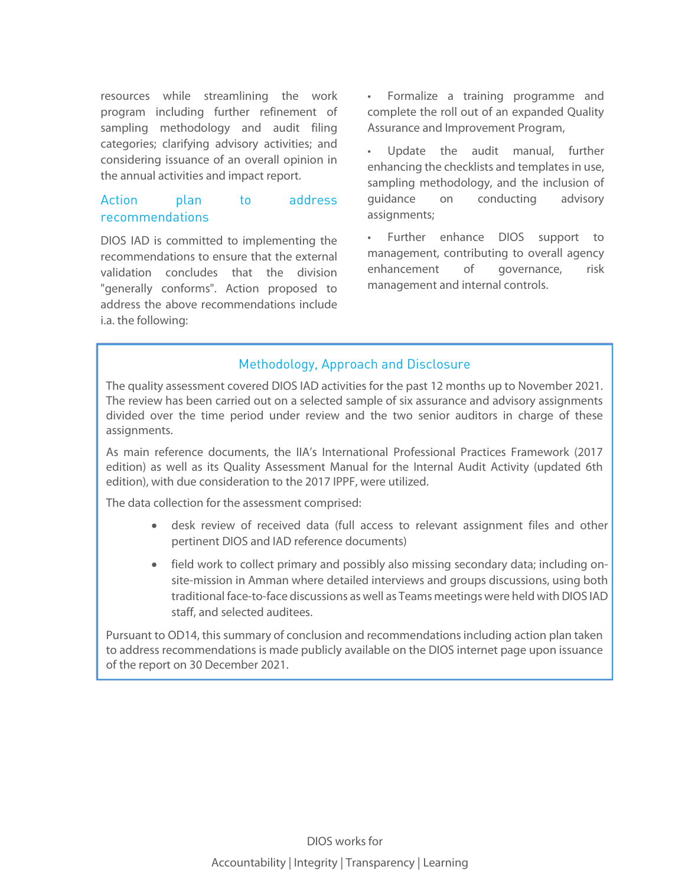resources while streamlining the work program including further refinement of sampling methodology and audit filing categories; clarifying advisory activities; and considering issuance of an overall opinion in the annual activities and impact report.

## Action plan to address recommendations

DIOS IAD is committed to implementing the recommendations to ensure that the external validation concludes that the division "generally conforms". Action proposed to address the above recommendations include i.a. the following:

- Formalize a training programme and complete the roll out of an expanded Quality Assurance and Improvement Program,
- Update the audit manual, further enhancing the checklists and templates in use, sampling methodology, and the inclusion of guidance on conducting advisory assignments;
- Further enhance DIOS support to management, contributing to overall agency enhancement of governance, risk management and internal controls.

## Methodology, Approach and Disclosure

The quality assessment covered DIOS IAD activities for the past 12 months up to November 2021. The review has been carried out on a selected sample of six assurance and advisory assignments divided over the time period under review and the two senior auditors in charge of these assignments.

As main reference documents, the IIA's International Professional Practices Framework (2017 edition) as well as its Quality Assessment Manual for the Internal Audit Activity (updated 6th edition), with due consideration to the 2017 IPPF, were utilized.

The data collection for the assessment comprised:

- desk review of received data (full access to relevant assignment files and other pertinent DIOS and IAD reference documents)
- field work to collect primary and possibly also missing secondary data; including on-site-mission in Amman where detailed interviews and groups discussions, using both traditional face-to-face discussions as well as Teams meetings were held with DIOS IAD staff, and selected auditees.

Pursuant to OD14, this summary of conclusion and recommendations including action plan taken to address recommendations is made publicly available on the DIOS internet page upon issuance of the report on 30 December 2021.